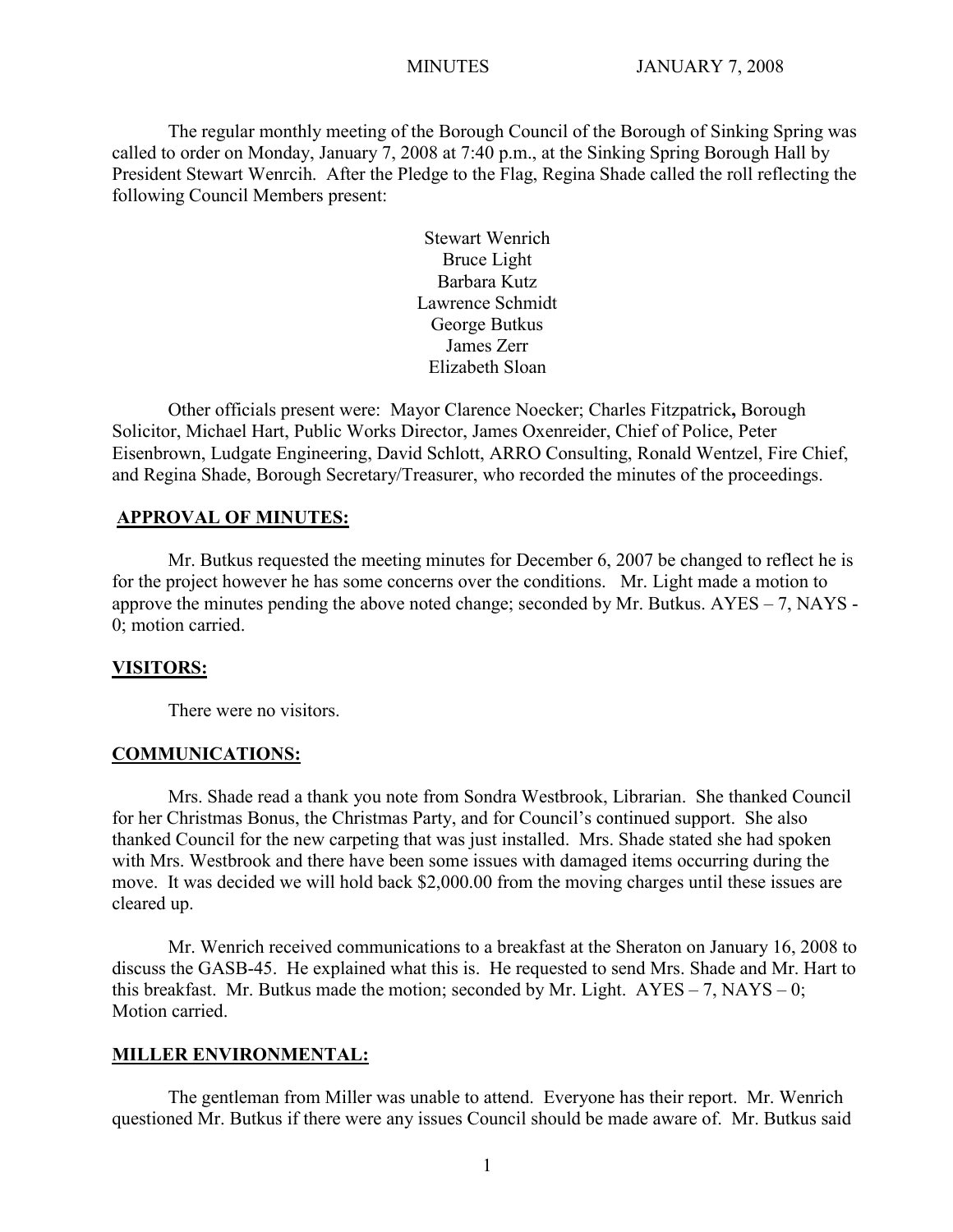MINUTES JANUARY 7, 2008

The regular monthly meeting of the Borough Council of the Borough of Sinking Spring was called to order on Monday, January 7, 2008 at 7:40 p.m., at the Sinking Spring Borough Hall by President Stewart Wenrcih. After the Pledge to the Flag, Regina Shade called the roll reflecting the following Council Members present:

Stewart Wenrich
Bruce Light
Barbara Kutz
Lawrence Schmidt
George Butkus
James Zerr
Elizabeth Sloan

Other officials present were: Mayor Clarence Noecker; Charles Fitzpatrick**,** Borough Solicitor, Michael Hart, Public Works Director, James Oxenreider, Chief of Police, Peter Eisenbrown, Ludgate Engineering, David Schlott, ARRO Consulting, Ronald Wentzel, Fire Chief, and Regina Shade, Borough Secretary/Treasurer, who recorded the minutes of the proceedings.

## APPROVAL OF MINUTES:

Mr. Butkus requested the meeting minutes for December 6, 2007 be changed to reflect he is for the project however he has some concerns over the conditions. Mr. Light made a motion to approve the minutes pending the above noted change; seconded by Mr. Butkus. AYES – 7, NAYS - 0; motion carried.

## VISITORS:

There were no visitors.

## COMMUNICATIONS:

Mrs. Shade read a thank you note from Sondra Westbrook, Librarian. She thanked Council for her Christmas Bonus, the Christmas Party, and for Council's continued support. She also thanked Council for the new carpeting that was just installed. Mrs. Shade stated she had spoken with Mrs. Westbrook and there have been some issues with damaged items occurring during the move. It was decided we will hold back $2,000.00 from the moving charges until these issues are cleared up.

Mr. Wenrich received communications to a breakfast at the Sheraton on January 16, 2008 to discuss the GASB-45. He explained what this is. He requested to send Mrs. Shade and Mr. Hart to this breakfast. Mr. Butkus made the motion; seconded by Mr. Light. AYES – 7, NAYS – 0; Motion carried.

## MILLER ENVIRONMENTAL:

The gentleman from Miller was unable to attend. Everyone has their report. Mr. Wenrich questioned Mr. Butkus if there were any issues Council should be made aware of. Mr. Butkus said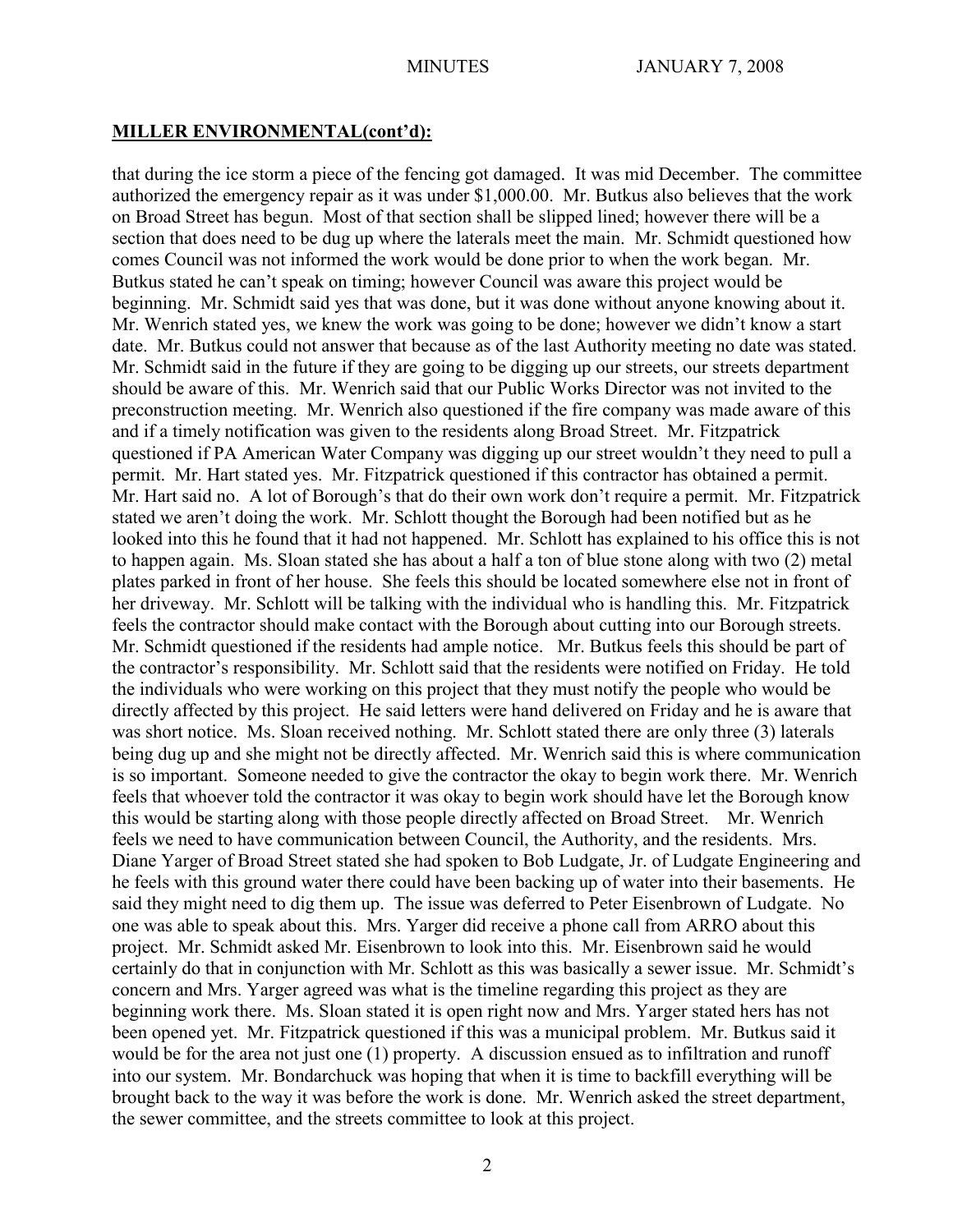## **MILLER ENVIRONMENTAL(cont'd):**

that during the ice storm a piece of the fencing got damaged. It was mid December. The committee authorized the emergency repair as it was under $1,000.00. Mr. Butkus also believes that the work on Broad Street has begun. Most of that section shall be slipped lined; however there will be a section that does need to be dug up where the laterals meet the main. Mr. Schmidt questioned how comes Council was not informed the work would be done prior to when the work began. Mr. Butkus stated he can't speak on timing; however Council was aware this project would be beginning. Mr. Schmidt said yes that was done, but it was done without anyone knowing about it. Mr. Wenrich stated yes, we knew the work was going to be done; however we didn't know a start date. Mr. Butkus could not answer that because as of the last Authority meeting no date was stated. Mr. Schmidt said in the future if they are going to be digging up our streets, our streets department should be aware of this. Mr. Wenrich said that our Public Works Director was not invited to the preconstruction meeting. Mr. Wenrich also questioned if the fire company was made aware of this and if a timely notification was given to the residents along Broad Street. Mr. Fitzpatrick questioned if PA American Water Company was digging up our street wouldn't they need to pull a permit. Mr. Hart stated yes. Mr. Fitzpatrick questioned if this contractor has obtained a permit. Mr. Hart said no. A lot of Borough's that do their own work don't require a permit. Mr. Fitzpatrick stated we aren't doing the work. Mr. Schlott thought the Borough had been notified but as he looked into this he found that it had not happened. Mr. Schlott has explained to his office this is not to happen again. Ms. Sloan stated she has about a half a ton of blue stone along with two (2) metal plates parked in front of her house. She feels this should be located somewhere else not in front of her driveway. Mr. Schlott will be talking with the individual who is handling this. Mr. Fitzpatrick feels the contractor should make contact with the Borough about cutting into our Borough streets. Mr. Schmidt questioned if the residents had ample notice. Mr. Butkus feels this should be part of the contractor's responsibility. Mr. Schlott said that the residents were notified on Friday. He told the individuals who were working on this project that they must notify the people who would be directly affected by this project. He said letters were hand delivered on Friday and he is aware that was short notice. Ms. Sloan received nothing. Mr. Schlott stated there are only three (3) laterals being dug up and she might not be directly affected. Mr. Wenrich said this is where communication is so important. Someone needed to give the contractor the okay to begin work there. Mr. Wenrich feels that whoever told the contractor it was okay to begin work should have let the Borough know this would be starting along with those people directly affected on Broad Street. Mr. Wenrich feels we need to have communication between Council, the Authority, and the residents. Mrs. Diane Yarger of Broad Street stated she had spoken to Bob Ludgate, Jr. of Ludgate Engineering and he feels with this ground water there could have been backing up of water into their basements. He said they might need to dig them up. The issue was deferred to Peter Eisenbrown of Ludgate. No one was able to speak about this. Mrs. Yarger did receive a phone call from ARRO about this project. Mr. Schmidt asked Mr. Eisenbrown to look into this. Mr. Eisenbrown said he would certainly do that in conjunction with Mr. Schlott as this was basically a sewer issue. Mr. Schmidt's concern and Mrs. Yarger agreed was what is the timeline regarding this project as they are beginning work there. Ms. Sloan stated it is open right now and Mrs. Yarger stated hers has not been opened yet. Mr. Fitzpatrick questioned if this was a municipal problem. Mr. Butkus said it would be for the area not just one (1) property. A discussion ensued as to infiltration and runoff into our system. Mr. Bondarchuck was hoping that when it is time to backfill everything will be brought back to the way it was before the work is done. Mr. Wenrich asked the street department, the sewer committee, and the streets committee to look at this project.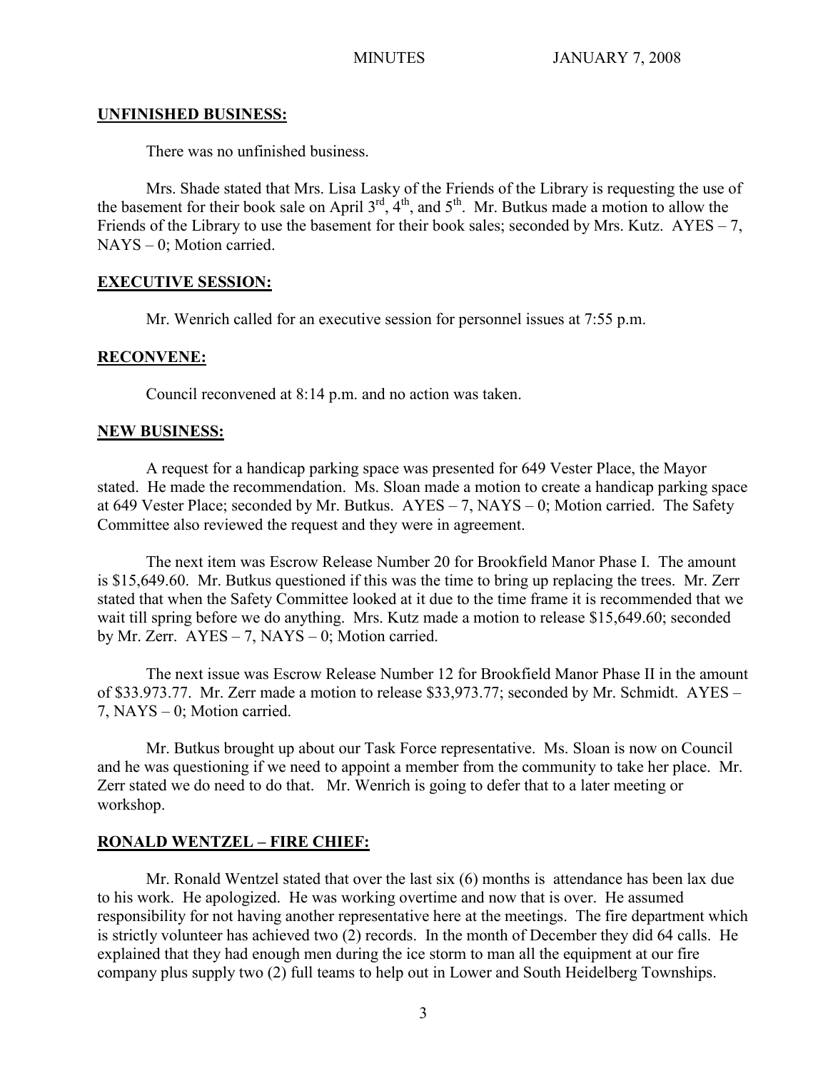**UNFINISHED BUSINESS:**

There was no unfinished business.

Mrs. Shade stated that Mrs. Lisa Lasky of the Friends of the Library is requesting the use of the basement for their book sale on April 3rd, 4th, and 5th. Mr. Butkus made a motion to allow the Friends of the Library to use the basement for their book sales; seconded by Mrs. Kutz. AYES – 7, NAYS – 0; Motion carried.

**EXECUTIVE SESSION:**

Mr. Wenrich called for an executive session for personnel issues at 7:55 p.m.

**RECONVENE:**

Council reconvened at 8:14 p.m. and no action was taken.

**NEW BUSINESS:**

A request for a handicap parking space was presented for 649 Vester Place, the Mayor stated. He made the recommendation. Ms. Sloan made a motion to create a handicap parking space at 649 Vester Place; seconded by Mr. Butkus. AYES – 7, NAYS – 0; Motion carried. The Safety Committee also reviewed the request and they were in agreement.

The next item was Escrow Release Number 20 for Brookfield Manor Phase I. The amount is $15,649.60. Mr. Butkus questioned if this was the time to bring up replacing the trees. Mr. Zerr stated that when the Safety Committee looked at it due to the time frame it is recommended that we wait till spring before we do anything. Mrs. Kutz made a motion to release $15,649.60; seconded by Mr. Zerr. AYES – 7, NAYS – 0; Motion carried.

The next issue was Escrow Release Number 12 for Brookfield Manor Phase II in the amount of $33.973.77. Mr. Zerr made a motion to release $33,973.77; seconded by Mr. Schmidt. AYES – 7, NAYS – 0; Motion carried.

Mr. Butkus brought up about our Task Force representative. Ms. Sloan is now on Council and he was questioning if we need to appoint a member from the community to take her place. Mr. Zerr stated we do need to do that. Mr. Wenrich is going to defer that to a later meeting or workshop.

**RONALD WENTZEL – FIRE CHIEF:**

Mr. Ronald Wentzel stated that over the last six (6) months is attendance has been lax due to his work. He apologized. He was working overtime and now that is over. He assumed responsibility for not having another representative here at the meetings. The fire department which is strictly volunteer has achieved two (2) records. In the month of December they did 64 calls. He explained that they had enough men during the ice storm to man all the equipment at our fire company plus supply two (2) full teams to help out in Lower and South Heidelberg Townships.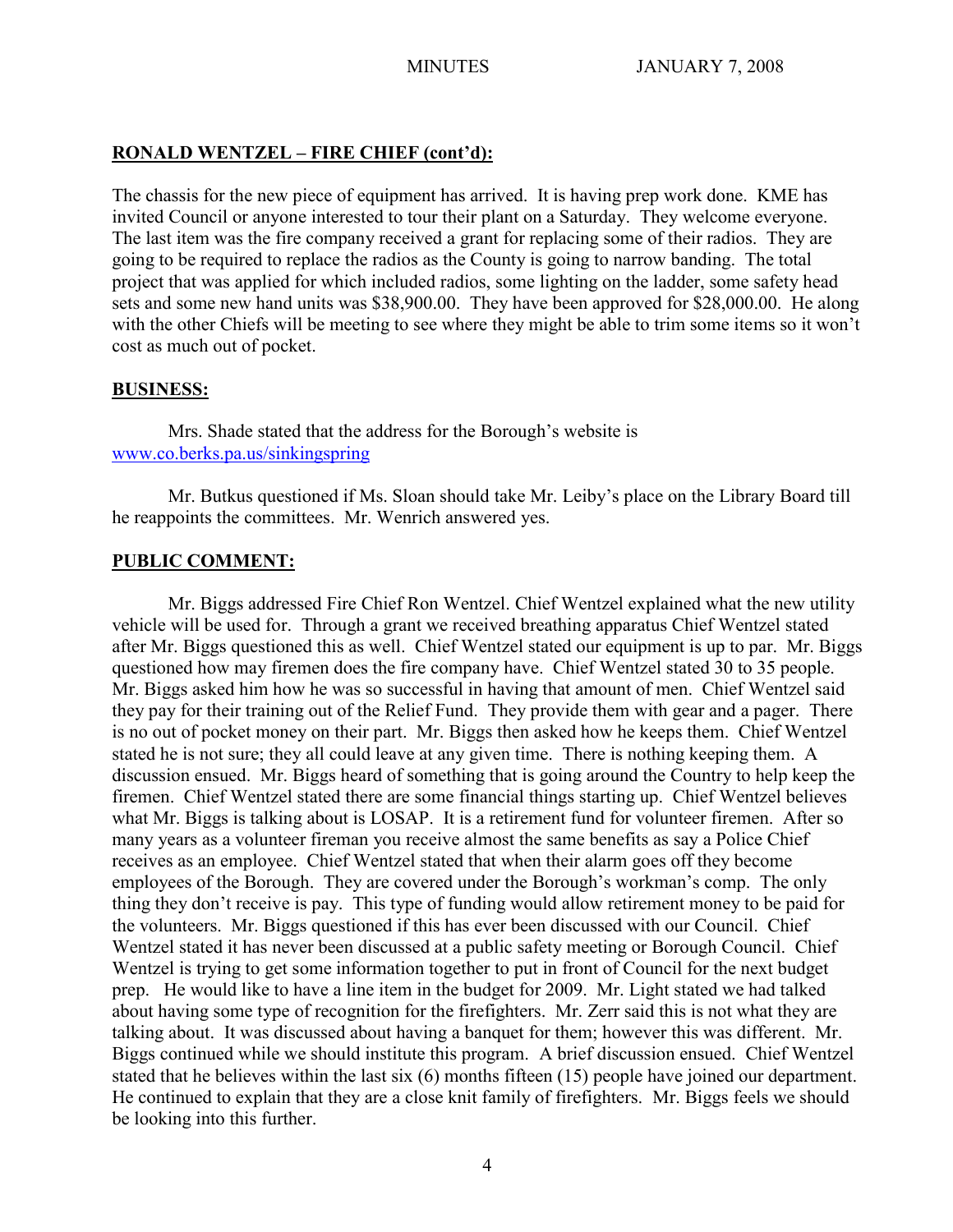## RONALD WENTZEL – FIRE CHIEF (cont'd):

The chassis for the new piece of equipment has arrived. It is having prep work done. KME has invited Council or anyone interested to tour their plant on a Saturday. They welcome everyone. The last item was the fire company received a grant for replacing some of their radios. They are going to be required to replace the radios as the County is going to narrow banding. The total project that was applied for which included radios, some lighting on the ladder, some safety head sets and some new hand units was $38,900.00. They have been approved for $28,000.00. He along with the other Chiefs will be meeting to see where they might be able to trim some items so it won't cost as much out of pocket.

## BUSINESS:

Mrs. Shade stated that the address for the Borough's website is www.co.berks.pa.us/sinkingspring

Mr. Butkus questioned if Ms. Sloan should take Mr. Leiby's place on the Library Board till he reappoints the committees. Mr. Wenrich answered yes.

## PUBLIC COMMENT:

Mr. Biggs addressed Fire Chief Ron Wentzel. Chief Wentzel explained what the new utility vehicle will be used for. Through a grant we received breathing apparatus Chief Wentzel stated after Mr. Biggs questioned this as well. Chief Wentzel stated our equipment is up to par. Mr. Biggs questioned how may firemen does the fire company have. Chief Wentzel stated 30 to 35 people. Mr. Biggs asked him how he was so successful in having that amount of men. Chief Wentzel said they pay for their training out of the Relief Fund. They provide them with gear and a pager. There is no out of pocket money on their part. Mr. Biggs then asked how he keeps them. Chief Wentzel stated he is not sure; they all could leave at any given time. There is nothing keeping them. A discussion ensued. Mr. Biggs heard of something that is going around the Country to help keep the firemen. Chief Wentzel stated there are some financial things starting up. Chief Wentzel believes what Mr. Biggs is talking about is LOSAP. It is a retirement fund for volunteer firemen. After so many years as a volunteer fireman you receive almost the same benefits as say a Police Chief receives as an employee. Chief Wentzel stated that when their alarm goes off they become employees of the Borough. They are covered under the Borough's workman's comp. The only thing they don't receive is pay. This type of funding would allow retirement money to be paid for the volunteers. Mr. Biggs questioned if this has ever been discussed with our Council. Chief Wentzel stated it has never been discussed at a public safety meeting or Borough Council. Chief Wentzel is trying to get some information together to put in front of Council for the next budget prep. He would like to have a line item in the budget for 2009. Mr. Light stated we had talked about having some type of recognition for the firefighters. Mr. Zerr said this is not what they are talking about. It was discussed about having a banquet for them; however this was different. Mr. Biggs continued while we should institute this program. A brief discussion ensued. Chief Wentzel stated that he believes within the last six (6) months fifteen (15) people have joined our department. He continued to explain that they are a close knit family of firefighters. Mr. Biggs feels we should be looking into this further.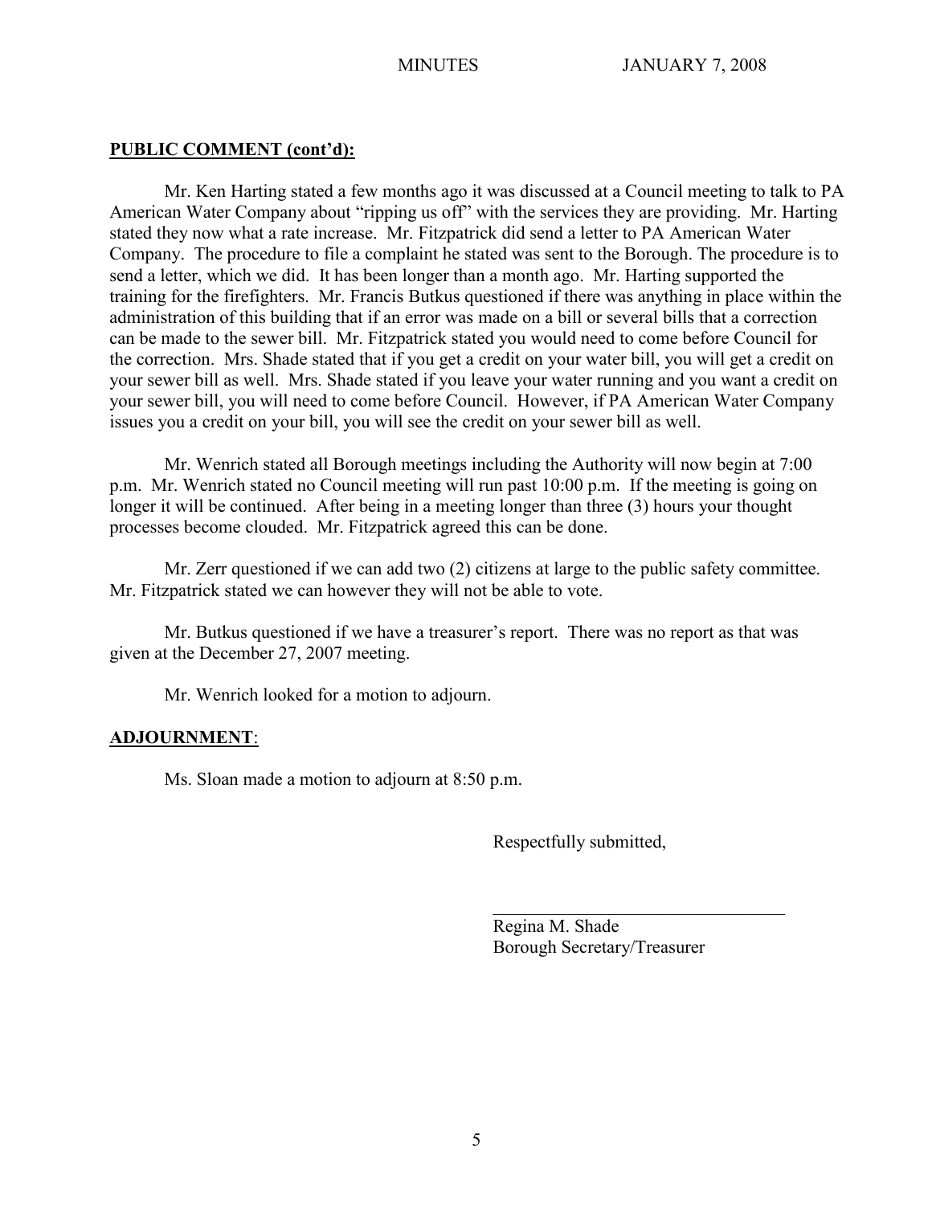**PUBLIC COMMENT (cont'd):**

Mr. Ken Harting stated a few months ago it was discussed at a Council meeting to talk to PA American Water Company about "ripping us off" with the services they are providing. Mr. Harting stated they now what a rate increase. Mr. Fitzpatrick did send a letter to PA American Water Company. The procedure to file a complaint he stated was sent to the Borough. The procedure is to send a letter, which we did. It has been longer than a month ago. Mr. Harting supported the training for the firefighters. Mr. Francis Butkus questioned if there was anything in place within the administration of this building that if an error was made on a bill or several bills that a correction can be made to the sewer bill. Mr. Fitzpatrick stated you would need to come before Council for the correction. Mrs. Shade stated that if you get a credit on your water bill, you will get a credit on your sewer bill as well. Mrs. Shade stated if you leave your water running and you want a credit on your sewer bill, you will need to come before Council. However, if PA American Water Company issues you a credit on your bill, you will see the credit on your sewer bill as well.

Mr. Wenrich stated all Borough meetings including the Authority will now begin at 7:00 p.m. Mr. Wenrich stated no Council meeting will run past 10:00 p.m. If the meeting is going on longer it will be continued. After being in a meeting longer than three (3) hours your thought processes become clouded. Mr. Fitzpatrick agreed this can be done.

Mr. Zerr questioned if we can add two (2) citizens at large to the public safety committee. Mr. Fitzpatrick stated we can however they will not be able to vote.

Mr. Butkus questioned if we have a treasurer's report. There was no report as that was given at the December 27, 2007 meeting.

Mr. Wenrich looked for a motion to adjourn.

**ADJOURNMENT**:

Ms. Sloan made a motion to adjourn at 8:50 p.m.

Respectfully submitted,

\_\_\_\_\_\_\_\_\_\_\_\_\_\_\_\_\_\_\_\_\_\_\_\_\_\_\_\_\_\_\_\_

Regina M. Shade
Borough Secretary/Treasurer